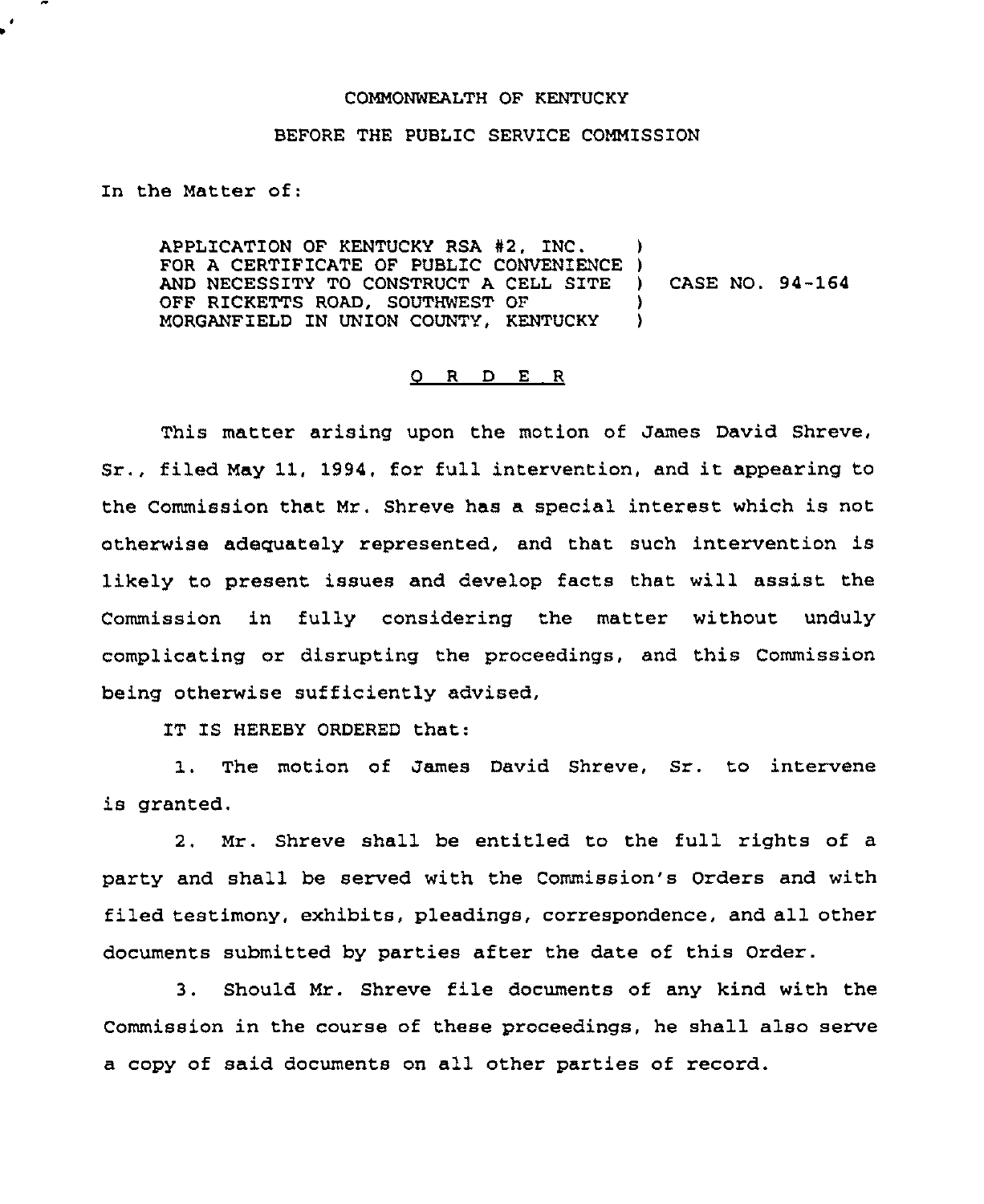COMMONWEALTH OF KENTUCKY

BEFORE THE PUBLIC SERVICE COMMISSION

In the Matter of:

| | | |
|---|---|---|
| APPLICATION OF KENTUCKY RSA #2, INC. FOR A CERTIFICATE OF PUBLIC CONVENIENCE AND NECESSITY TO CONSTRUCT A CELL SITE OFF RICKETTS ROAD, SOUTHWEST OF MORGANFIELD IN UNION COUNTY, KENTUCKY | ) | CASE NO. 94-164 |

O R D E R

This matter arising upon the motion of James David Shreve, Sr., filed May 11, 1994, for full intervention, and it appearing to the Commission that Mr. Shreve has a special interest which is not otherwise adequately represented, and that such intervention is likely to present issues and develop facts that will assist the Commission in fully considering the matter without unduly complicating or disrupting the proceedings, and this Commission being otherwise sufficiently advised,

IT IS HEREBY ORDERED that:

1. The motion of James David Shreve, Sr. to intervene is granted.

2. Mr. Shreve shall be entitled to the full rights of a party and shall be served with the Commission's Orders and with filed testimony, exhibits, pleadings, correspondence, and all other documents submitted by parties after the date of this Order.

3. Should Mr. Shreve file documents of any kind with the Commission in the course of these proceedings, he shall also serve a copy of said documents on all other parties of record.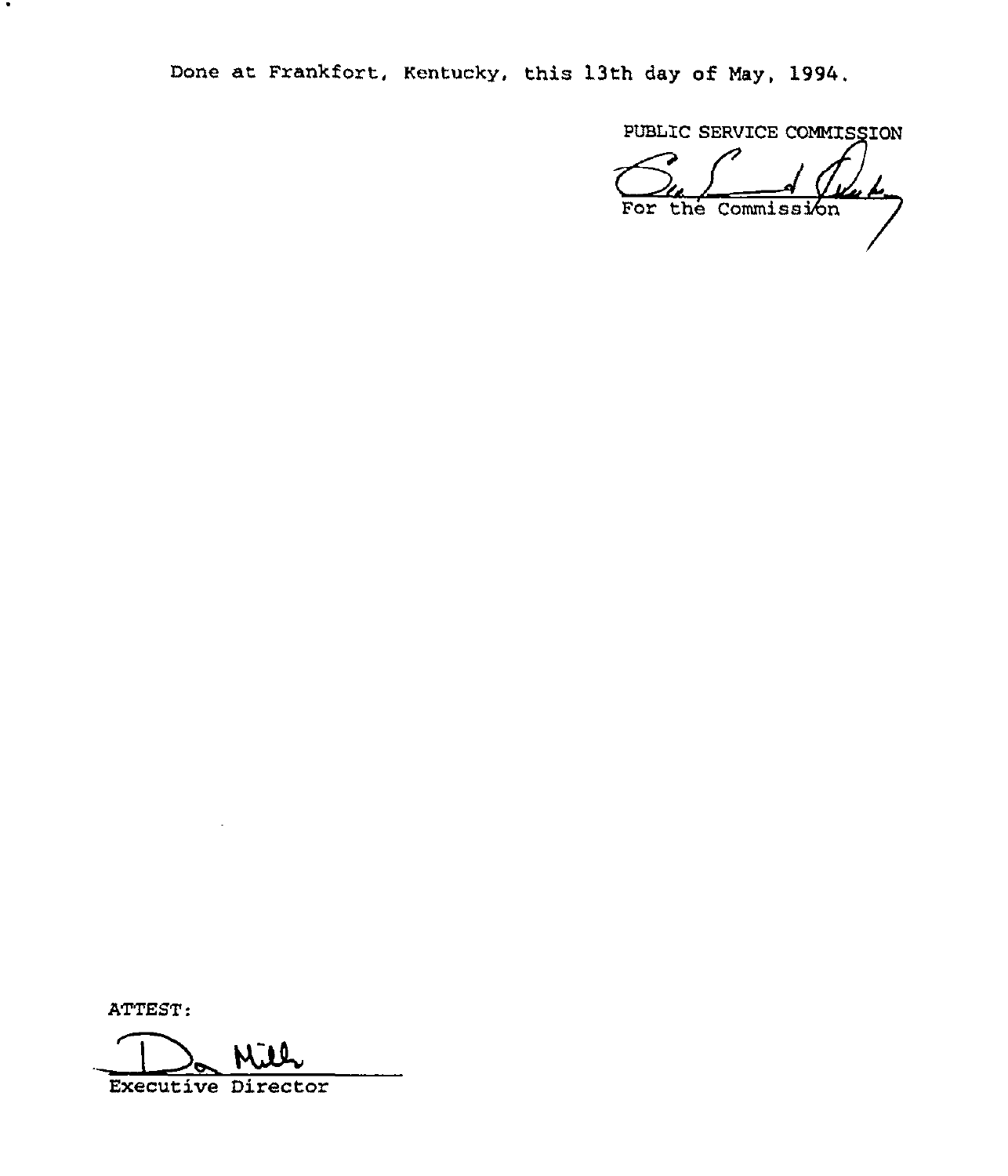Done at Frankfort, Kentucky, this 13th day of May, 1994.

PUBLIC SERVICE COMMISSION

For the Commission

ATTEST:

Executive Director